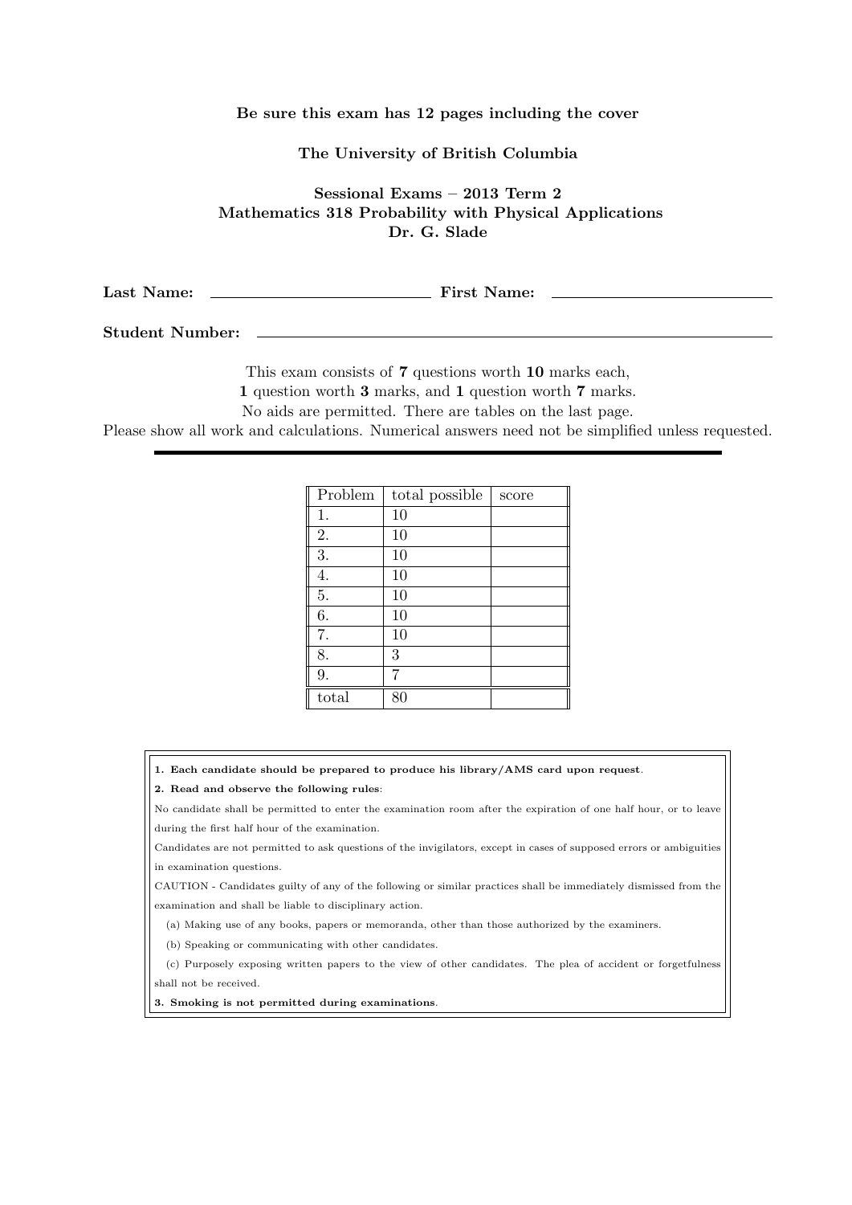**Be sure this exam has 12 pages including the cover**

**The University of British Columbia**

**Sessional Exams – 2013 Term 2**
**Mathematics 318 Probability with Physical Applications**
**Dr. G. Slade**

**Last Name:** \_\_\_\_\_\_\_\_\_\_\_\_\_\_\_\_\_\_\_\_\_\_\_\_ **First Name:** \_\_\_\_\_\_\_\_\_\_\_\_\_\_\_\_\_\_\_\_\_\_\_\_

**Student Number:** \_\_\_\_\_\_\_\_\_\_\_\_\_\_\_\_\_\_\_\_\_\_\_\_\_\_\_\_\_\_\_\_\_\_\_\_\_\_\_\_\_\_\_\_\_\_\_\_

This exam consists of **7** questions worth **10** marks each,
**1** question worth **3** marks, and **1** question worth **7** marks.
No aids are permitted. There are tables on the last page.
Please show all work and calculations. Numerical answers need not be simplified unless requested.

| Problem | total possible | score |
|---|---|---|
| 1. | 10 | |
| 2. | 10 | |
| 3. | 10 | |
| 4. | 10 | |
| 5. | 10 | |
| 6. | 10 | |
| 7. | 10 | |
| 8. | 3 | |
| 9. | 7 | |
| total | 80 | |

**1. Each candidate should be prepared to produce his library/AMS card upon request.**

**2. Read and observe the following rules:**

No candidate shall be permitted to enter the examination room after the expiration of one half hour, or to leave during the first half hour of the examination.

Candidates are not permitted to ask questions of the invigilators, except in cases of supposed errors or ambiguities in examination questions.

CAUTION - Candidates guilty of any of the following or similar practices shall be immediately dismissed from the examination and shall be liable to disciplinary action.

(a) Making use of any books, papers or memoranda, other than those authorized by the examiners.

(b) Speaking or communicating with other candidates.

(c) Purposely exposing written papers to the view of other candidates. The plea of accident or forgetfulness shall not be received.

**3. Smoking is not permitted during examinations.**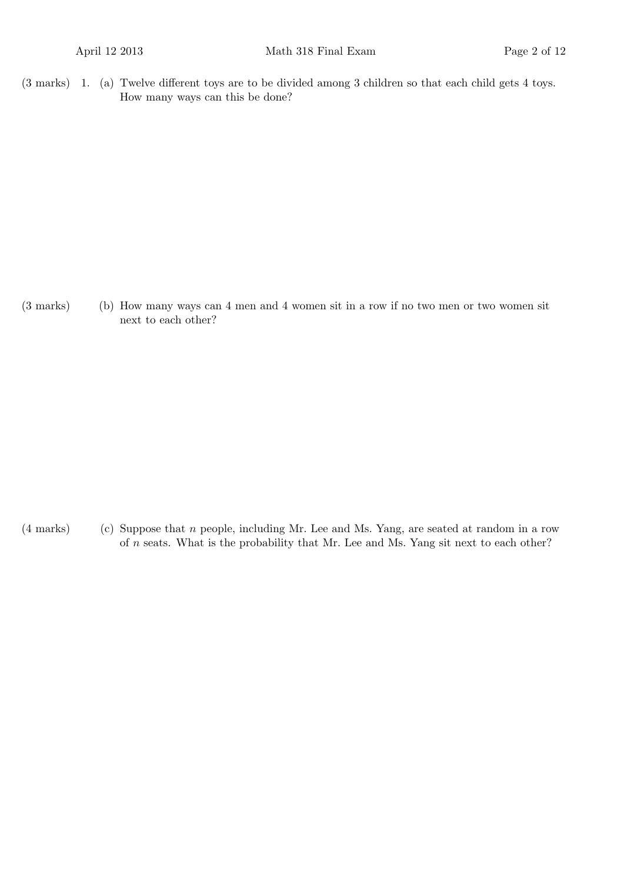(3 marks) 1. (a) Twelve different toys are to be divided among 3 children so that each child gets 4 toys. How many ways can this be done?

(3 marks) (b) How many ways can 4 men and 4 women sit in a row if no two men or two women sit next to each other?

(4 marks) (c) Suppose that $n$ people, including Mr. Lee and Ms. Yang, are seated at random in a row of $n$ seats. What is the probability that Mr. Lee and Ms. Yang sit next to each other?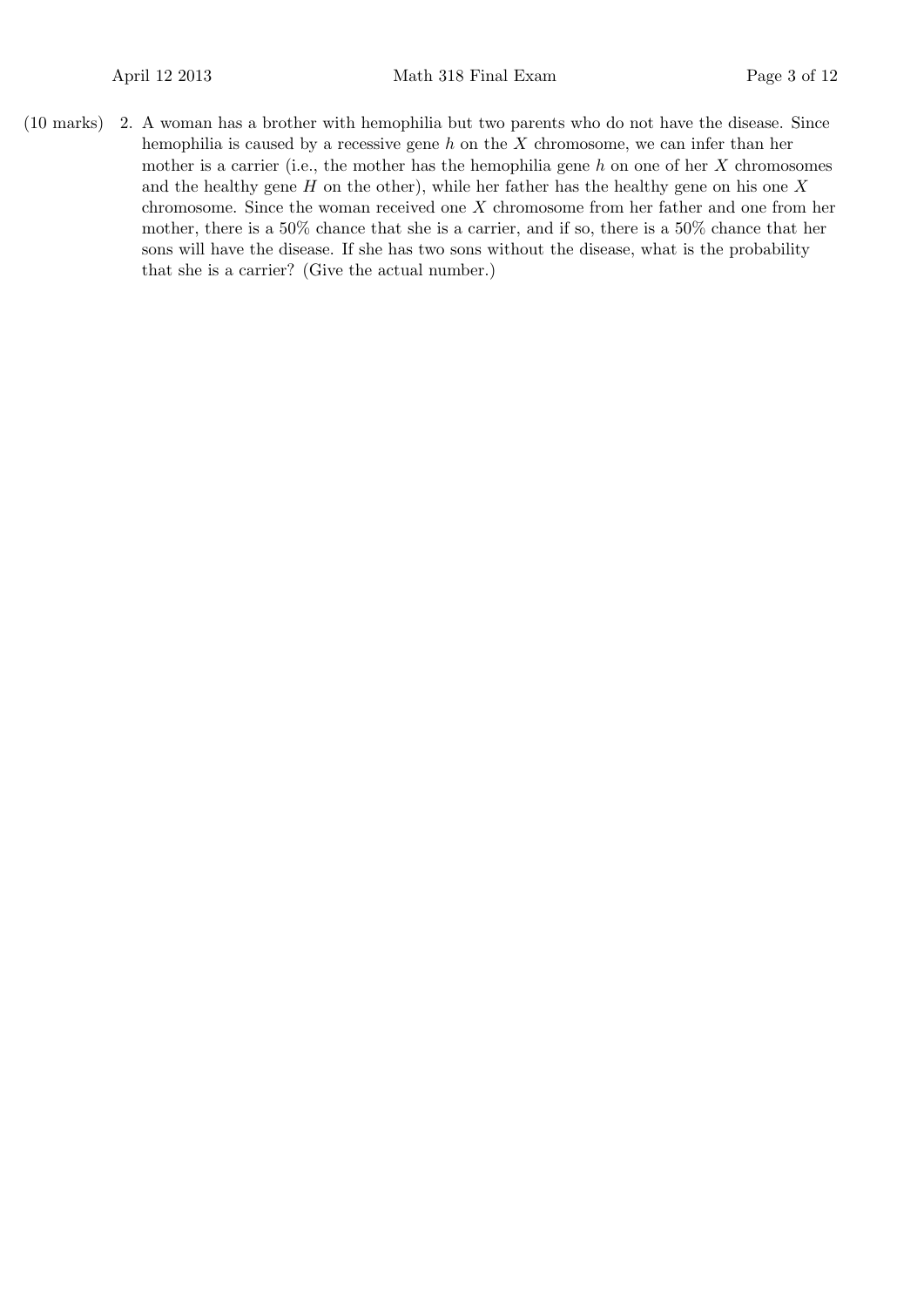(10 marks) 2. A woman has a brother with hemophilia but two parents who do not have the disease. Since hemophilia is caused by a recessive gene $h$ on the $X$ chromosome, we can infer than her mother is a carrier (i.e., the mother has the hemophilia gene $h$ on one of her $X$ chromosomes and the healthy gene $H$ on the other), while her father has the healthy gene on his one $X$ chromosome. Since the woman received one $X$ chromosome from her father and one from her mother, there is a 50% chance that she is a carrier, and if so, there is a 50% chance that her sons will have the disease. If she has two sons without the disease, what is the probability that she is a carrier? (Give the actual number.)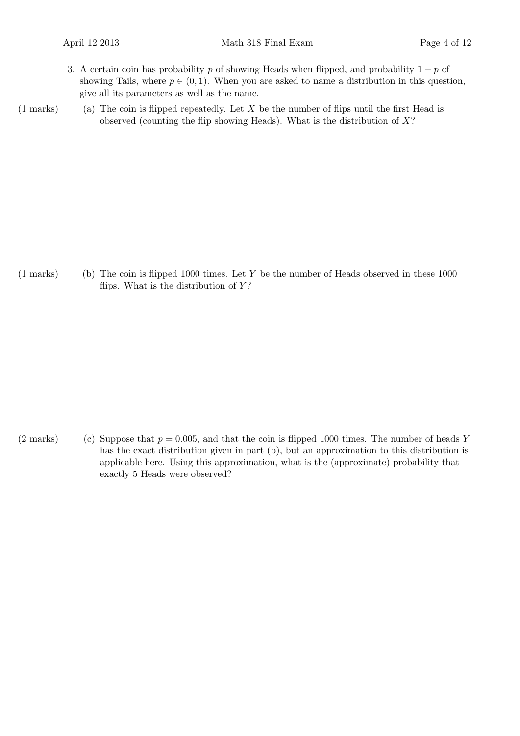3. A certain coin has probability $p$ of showing Heads when flipped, and probability $1 - p$ of showing Tails, where $p \in (0, 1)$. When you are asked to name a distribution in this question, give all its parameters as well as the name.

(1 marks) (a) The coin is flipped repeatedly. Let $X$ be the number of flips until the first Head is observed (counting the flip showing Heads). What is the distribution of $X$?

(1 marks) (b) The coin is flipped 1000 times. Let $Y$ be the number of Heads observed in these 1000 flips. What is the distribution of $Y$?

(2 marks) (c) Suppose that $p = 0.005$, and that the coin is flipped 1000 times. The number of heads $Y$ has the exact distribution given in part (b), but an approximation to this distribution is applicable here. Using this approximation, what is the (approximate) probability that exactly 5 Heads were observed?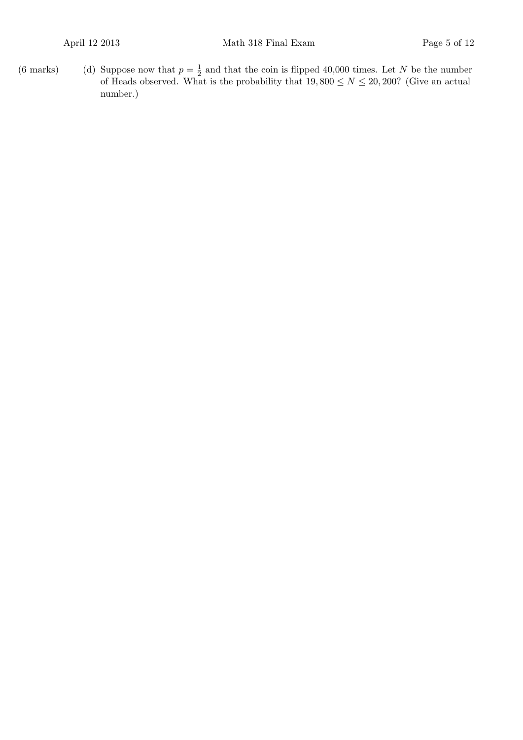(6 marks) (d) Suppose now that $p = \frac{1}{2}$ and that the coin is flipped 40,000 times. Let $N$ be the number of Heads observed. What is the probability that $19,800 \leq N \leq 20,200$? (Give an actual number.)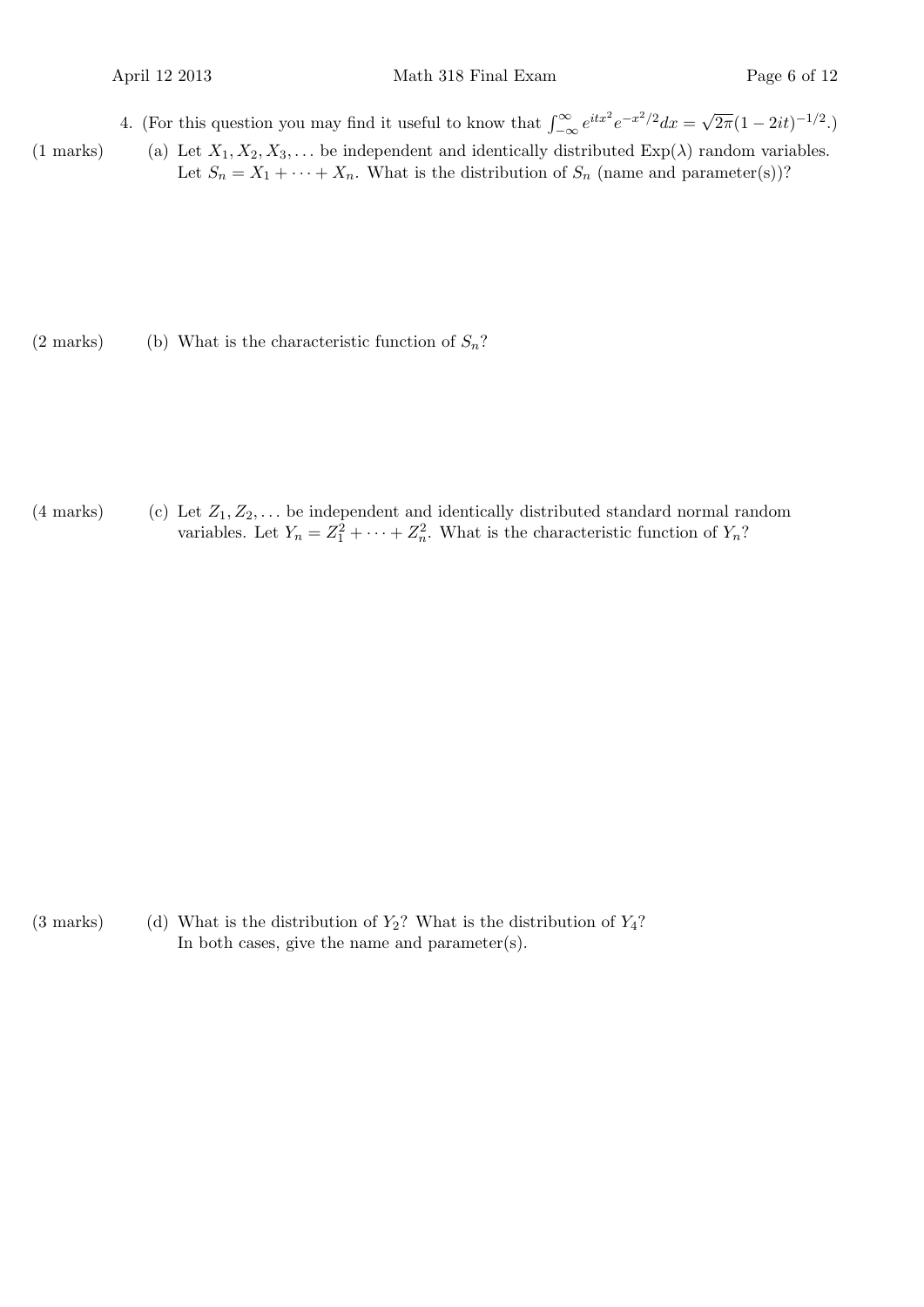4. (For this question you may find it useful to know that $\int_{-\infty}^{\infty} e^{itx^2} e^{-x^2/2} dx = \sqrt{2\pi}(1 - 2it)^{-1/2}$.)

(1 marks) (a) Let $X_1, X_2, X_3, \ldots$ be independent and identically distributed $\text{Exp}(\lambda)$ random variables. Let $S_n = X_1 + \cdots + X_n$. What is the distribution of $S_n$ (name and parameter(s))?

(2 marks) (b) What is the characteristic function of $S_n$?

(4 marks) (c) Let $Z_1, Z_2, \ldots$ be independent and identically distributed standard normal random variables. Let $Y_n = Z_1^2 + \cdots + Z_n^2$. What is the characteristic function of $Y_n$?

(3 marks) (d) What is the distribution of $Y_2$? What is the distribution of $Y_4$? In both cases, give the name and parameter(s).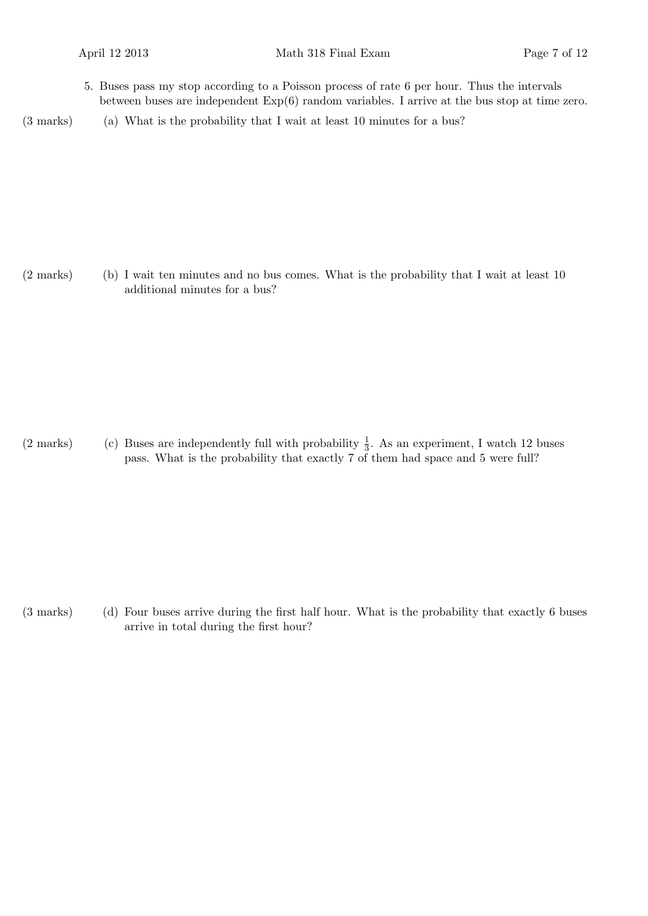5. Buses pass my stop according to a Poisson process of rate 6 per hour. Thus the intervals between buses are independent Exp(6) random variables. I arrive at the bus stop at time zero.

(3 marks) (a) What is the probability that I wait at least 10 minutes for a bus?

(2 marks) (b) I wait ten minutes and no bus comes. What is the probability that I wait at least 10 additional minutes for a bus?

(2 marks) (c) Buses are independently full with probability $\frac{1}{3}$. As an experiment, I watch 12 buses pass. What is the probability that exactly 7 of them had space and 5 were full?

(3 marks) (d) Four buses arrive during the first half hour. What is the probability that exactly 6 buses arrive in total during the first hour?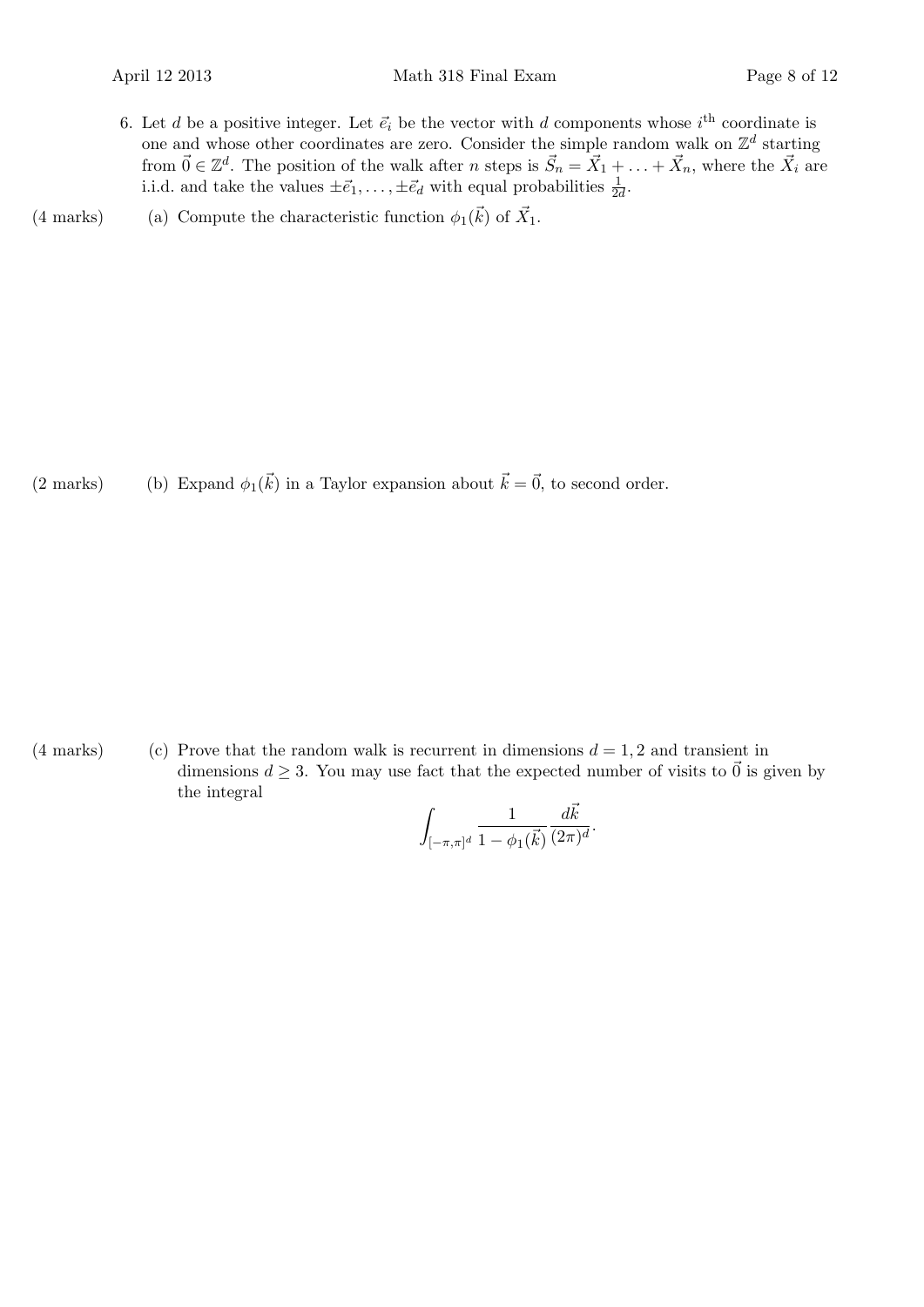6. Let $d$ be a positive integer. Let $\vec{e}_i$ be the vector with $d$ components whose $i^{\text{th}}$ coordinate is one and whose other coordinates are zero. Consider the simple random walk on $\mathbb{Z}^d$ starting from $\vec{0} \in \mathbb{Z}^d$. The position of the walk after $n$ steps is $\vec{S}_n = \vec{X}_1 + \ldots + \vec{X}_n$, where the $\vec{X}_i$ are i.i.d. and take the values $\pm\vec{e}_1, \ldots, \pm\vec{e}_d$ with equal probabilities $\frac{1}{2d}$.

(4 marks) (a) Compute the characteristic function $\phi_1(\vec{k})$ of $\vec{X}_1$.

(2 marks) (b) Expand $\phi_1(\vec{k})$ in a Taylor expansion about $\vec{k} = \vec{0}$, to second order.

(4 marks) (c) Prove that the random walk is recurrent in dimensions $d = 1, 2$ and transient in dimensions $d \geq 3$. You may use fact that the expected number of visits to $\vec{0}$ is given by the integral

$$\int_{[-\pi,\pi]^d} \frac{1}{1 - \phi_1(\vec{k})} \frac{d\vec{k}}{(2\pi)^d}.$$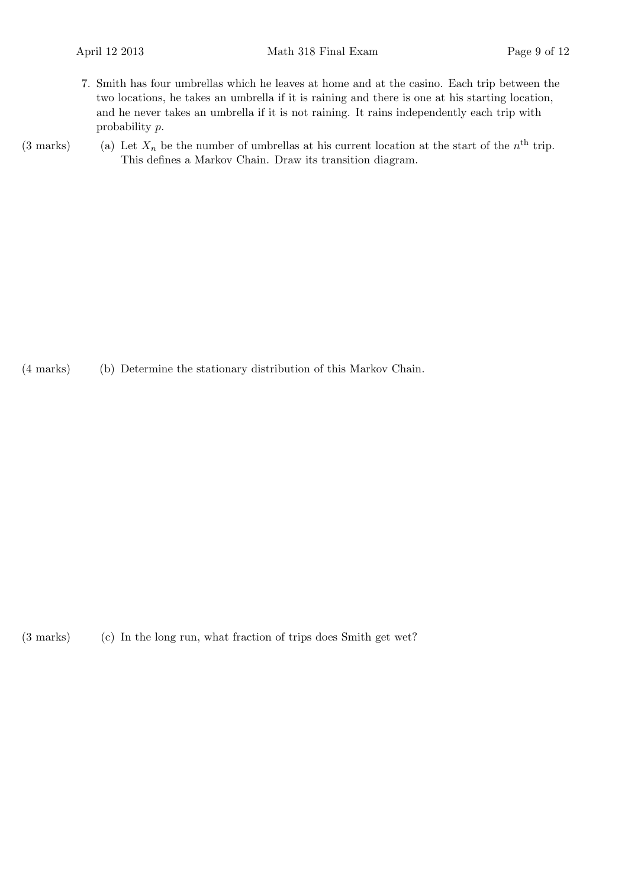7. Smith has four umbrellas which he leaves at home and at the casino. Each trip between the two locations, he takes an umbrella if it is raining and there is one at his starting location, and he never takes an umbrella if it is not raining. It rains independently each trip with probability $p$.

(3 marks) (a) Let $X_n$ be the number of umbrellas at his current location at the start of the $n^{\text{th}}$ trip. This defines a Markov Chain. Draw its transition diagram.

(4 marks) (b) Determine the stationary distribution of this Markov Chain.

(3 marks) (c) In the long run, what fraction of trips does Smith get wet?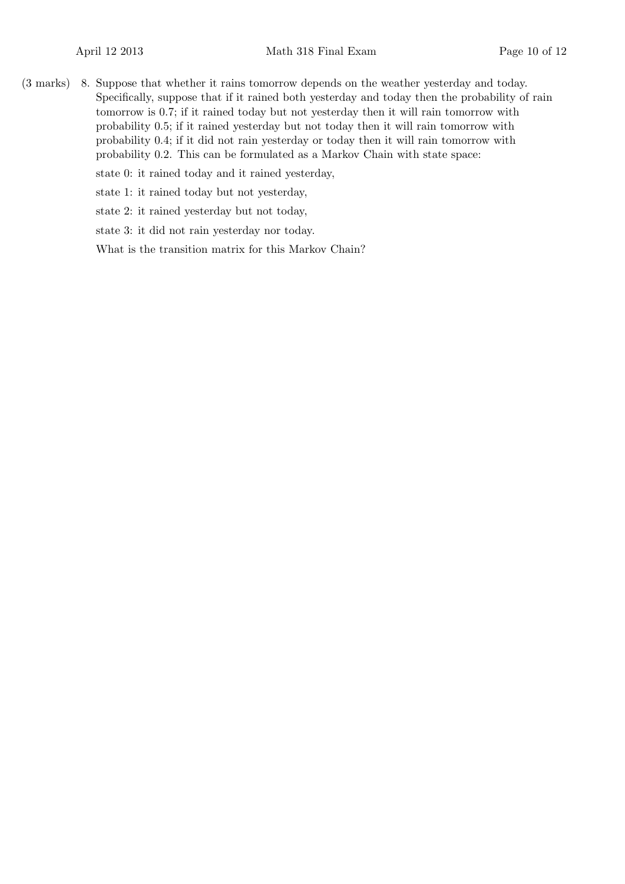(3 marks) 8. Suppose that whether it rains tomorrow depends on the weather yesterday and today. Specifically, suppose that if it rained both yesterday and today then the probability of rain tomorrow is 0.7; if it rained today but not yesterday then it will rain tomorrow with probability 0.5; if it rained yesterday but not today then it will rain tomorrow with probability 0.4; if it did not rain yesterday or today then it will rain tomorrow with probability 0.2. This can be formulated as a Markov Chain with state space:

state 0: it rained today and it rained yesterday,

state 1: it rained today but not yesterday,

state 2: it rained yesterday but not today,

state 3: it did not rain yesterday nor today.

What is the transition matrix for this Markov Chain?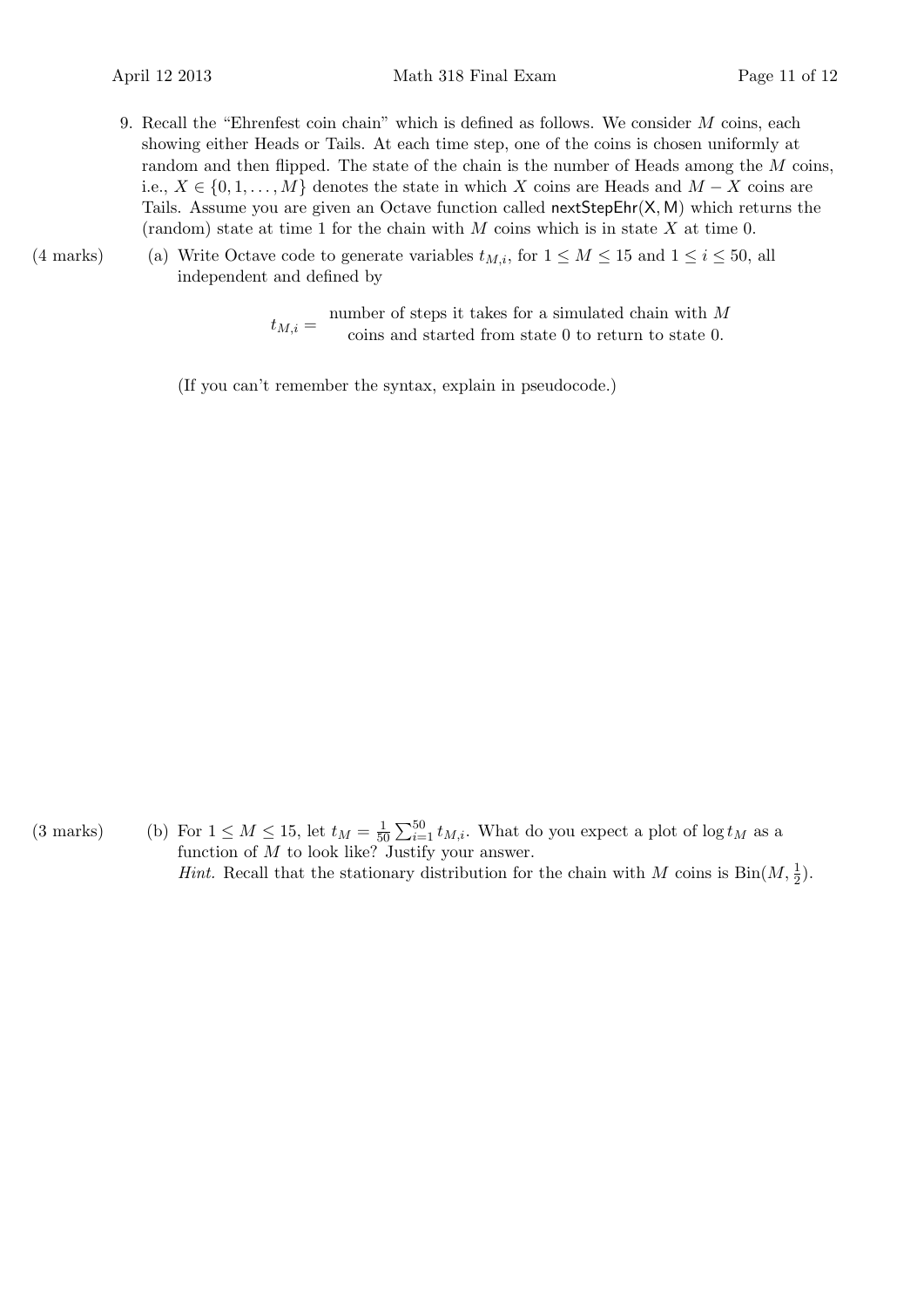9. Recall the "Ehrenfest coin chain" which is defined as follows. We consider $M$ coins, each showing either Heads or Tails. At each time step, one of the coins is chosen uniformly at random and then flipped. The state of the chain is the number of Heads among the $M$ coins, i.e., $X \in \{0, 1, \ldots, M\}$ denotes the state in which $X$ coins are Heads and $M - X$ coins are Tails. Assume you are given an Octave function called nextStepEhr(X, M) which returns the (random) state at time 1 for the chain with $M$ coins which is in state $X$ at time 0.

(4 marks) (a) Write Octave code to generate variables $t_{M,i}$, for $1 \leq M \leq 15$ and $1 \leq i \leq 50$, all independent and defined by

$$t_{M,i} = \begin{array}{c}\text{number of steps it takes for a simulated chain with } M \\ \text{coins and started from state 0 to return to state 0.}\end{array}$$

(If you can't remember the syntax, explain in pseudocode.)

(3 marks) (b) For $1 \leq M \leq 15$, let $t_M = \frac{1}{50} \sum_{i=1}^{50} t_{M,i}$. What do you expect a plot of $\log t_M$ as a function of $M$ to look like? Justify your answer.

*Hint.* Recall that the stationary distribution for the chain with $M$ coins is $\text{Bin}(M, \frac{1}{2})$.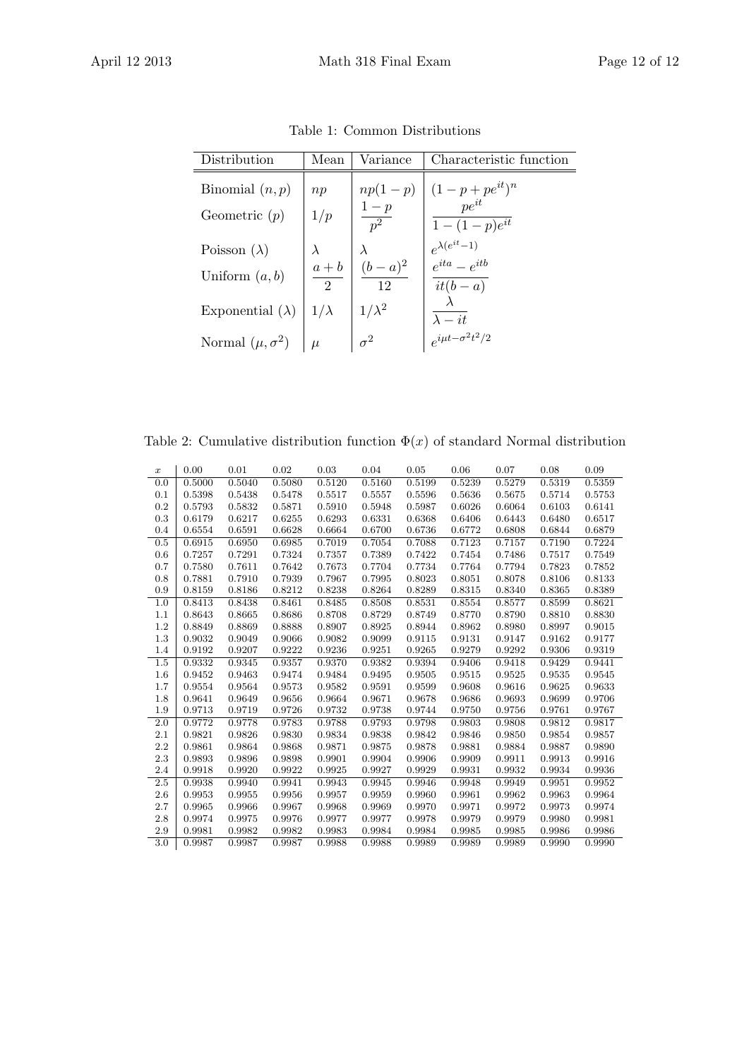Table 1: Common Distributions

| Distribution | Mean | Variance | Characteristic function |
|---|---|---|---|
| Binomial $(n, p)$ | $np$ | $np(1-p)$ | $(1-p+pe^{it})^n$ |
| Geometric $(p)$ | $1/p$ | $\dfrac{1-p}{p^2}$ | $\dfrac{pe^{it}}{1-(1-p)e^{it}}$ |
| Poisson $(\lambda)$ | $\lambda$ | $\lambda$ | $e^{\lambda(e^{it}-1)}$ |
| Uniform $(a, b)$ | $\dfrac{a+b}{2}$ | $\dfrac{(b-a)^2}{12}$ | $\dfrac{e^{ita}-e^{itb}}{it(b-a)}$ |
| Exponential $(\lambda)$ | $1/\lambda$ | $1/\lambda^2$ | $\dfrac{\lambda}{\lambda - it}$ |
| Normal $(\mu, \sigma^2)$ | $\mu$ | $\sigma^2$ | $e^{i\mu t - \sigma^2 t^2/2}$ |

Table 2: Cumulative distribution function $\Phi(x)$ of standard Normal distribution

| $x$ | 0.00 | 0.01 | 0.02 | 0.03 | 0.04 | 0.05 | 0.06 | 0.07 | 0.08 | 0.09 |
|---|---|---|---|---|---|---|---|---|---|---|
| 0.0 | 0.5000 | 0.5040 | 0.5080 | 0.5120 | 0.5160 | 0.5199 | 0.5239 | 0.5279 | 0.5319 | 0.5359 |
| 0.1 | 0.5398 | 0.5438 | 0.5478 | 0.5517 | 0.5557 | 0.5596 | 0.5636 | 0.5675 | 0.5714 | 0.5753 |
| 0.2 | 0.5793 | 0.5832 | 0.5871 | 0.5910 | 0.5948 | 0.5987 | 0.6026 | 0.6064 | 0.6103 | 0.6141 |
| 0.3 | 0.6179 | 0.6217 | 0.6255 | 0.6293 | 0.6331 | 0.6368 | 0.6406 | 0.6443 | 0.6480 | 0.6517 |
| 0.4 | 0.6554 | 0.6591 | 0.6628 | 0.6664 | 0.6700 | 0.6736 | 0.6772 | 0.6808 | 0.6844 | 0.6879 |
| 0.5 | 0.6915 | 0.6950 | 0.6985 | 0.7019 | 0.7054 | 0.7088 | 0.7123 | 0.7157 | 0.7190 | 0.7224 |
| 0.6 | 0.7257 | 0.7291 | 0.7324 | 0.7357 | 0.7389 | 0.7422 | 0.7454 | 0.7486 | 0.7517 | 0.7549 |
| 0.7 | 0.7580 | 0.7611 | 0.7642 | 0.7673 | 0.7704 | 0.7734 | 0.7764 | 0.7794 | 0.7823 | 0.7852 |
| 0.8 | 0.7881 | 0.7910 | 0.7939 | 0.7967 | 0.7995 | 0.8023 | 0.8051 | 0.8078 | 0.8106 | 0.8133 |
| 0.9 | 0.8159 | 0.8186 | 0.8212 | 0.8238 | 0.8264 | 0.8289 | 0.8315 | 0.8340 | 0.8365 | 0.8389 |
| 1.0 | 0.8413 | 0.8438 | 0.8461 | 0.8485 | 0.8508 | 0.8531 | 0.8554 | 0.8577 | 0.8599 | 0.8621 |
| 1.1 | 0.8643 | 0.8665 | 0.8686 | 0.8708 | 0.8729 | 0.8749 | 0.8770 | 0.8790 | 0.8810 | 0.8830 |
| 1.2 | 0.8849 | 0.8869 | 0.8888 | 0.8907 | 0.8925 | 0.8944 | 0.8962 | 0.8980 | 0.8997 | 0.9015 |
| 1.3 | 0.9032 | 0.9049 | 0.9066 | 0.9082 | 0.9099 | 0.9115 | 0.9131 | 0.9147 | 0.9162 | 0.9177 |
| 1.4 | 0.9192 | 0.9207 | 0.9222 | 0.9236 | 0.9251 | 0.9265 | 0.9279 | 0.9292 | 0.9306 | 0.9319 |
| 1.5 | 0.9332 | 0.9345 | 0.9357 | 0.9370 | 0.9382 | 0.9394 | 0.9406 | 0.9418 | 0.9429 | 0.9441 |
| 1.6 | 0.9452 | 0.9463 | 0.9474 | 0.9484 | 0.9495 | 0.9505 | 0.9515 | 0.9525 | 0.9535 | 0.9545 |
| 1.7 | 0.9554 | 0.9564 | 0.9573 | 0.9582 | 0.9591 | 0.9599 | 0.9608 | 0.9616 | 0.9625 | 0.9633 |
| 1.8 | 0.9641 | 0.9649 | 0.9656 | 0.9664 | 0.9671 | 0.9678 | 0.9686 | 0.9693 | 0.9699 | 0.9706 |
| 1.9 | 0.9713 | 0.9719 | 0.9726 | 0.9732 | 0.9738 | 0.9744 | 0.9750 | 0.9756 | 0.9761 | 0.9767 |
| 2.0 | 0.9772 | 0.9778 | 0.9783 | 0.9788 | 0.9793 | 0.9798 | 0.9803 | 0.9808 | 0.9812 | 0.9817 |
| 2.1 | 0.9821 | 0.9826 | 0.9830 | 0.9834 | 0.9838 | 0.9842 | 0.9846 | 0.9850 | 0.9854 | 0.9857 |
| 2.2 | 0.9861 | 0.9864 | 0.9868 | 0.9871 | 0.9875 | 0.9878 | 0.9881 | 0.9884 | 0.9887 | 0.9890 |
| 2.3 | 0.9893 | 0.9896 | 0.9898 | 0.9901 | 0.9904 | 0.9906 | 0.9909 | 0.9911 | 0.9913 | 0.9916 |
| 2.4 | 0.9918 | 0.9920 | 0.9922 | 0.9925 | 0.9927 | 0.9929 | 0.9931 | 0.9932 | 0.9934 | 0.9936 |
| 2.5 | 0.9938 | 0.9940 | 0.9941 | 0.9943 | 0.9945 | 0.9946 | 0.9948 | 0.9949 | 0.9951 | 0.9952 |
| 2.6 | 0.9953 | 0.9955 | 0.9956 | 0.9957 | 0.9959 | 0.9960 | 0.9961 | 0.9962 | 0.9963 | 0.9964 |
| 2.7 | 0.9965 | 0.9966 | 0.9967 | 0.9968 | 0.9969 | 0.9970 | 0.9971 | 0.9972 | 0.9973 | 0.9974 |
| 2.8 | 0.9974 | 0.9975 | 0.9976 | 0.9977 | 0.9977 | 0.9978 | 0.9979 | 0.9979 | 0.9980 | 0.9981 |
| 2.9 | 0.9981 | 0.9982 | 0.9982 | 0.9983 | 0.9984 | 0.9984 | 0.9985 | 0.9985 | 0.9986 | 0.9986 |
| 3.0 | 0.9987 | 0.9987 | 0.9987 | 0.9988 | 0.9988 | 0.9989 | 0.9989 | 0.9989 | 0.9990 | 0.9990 |